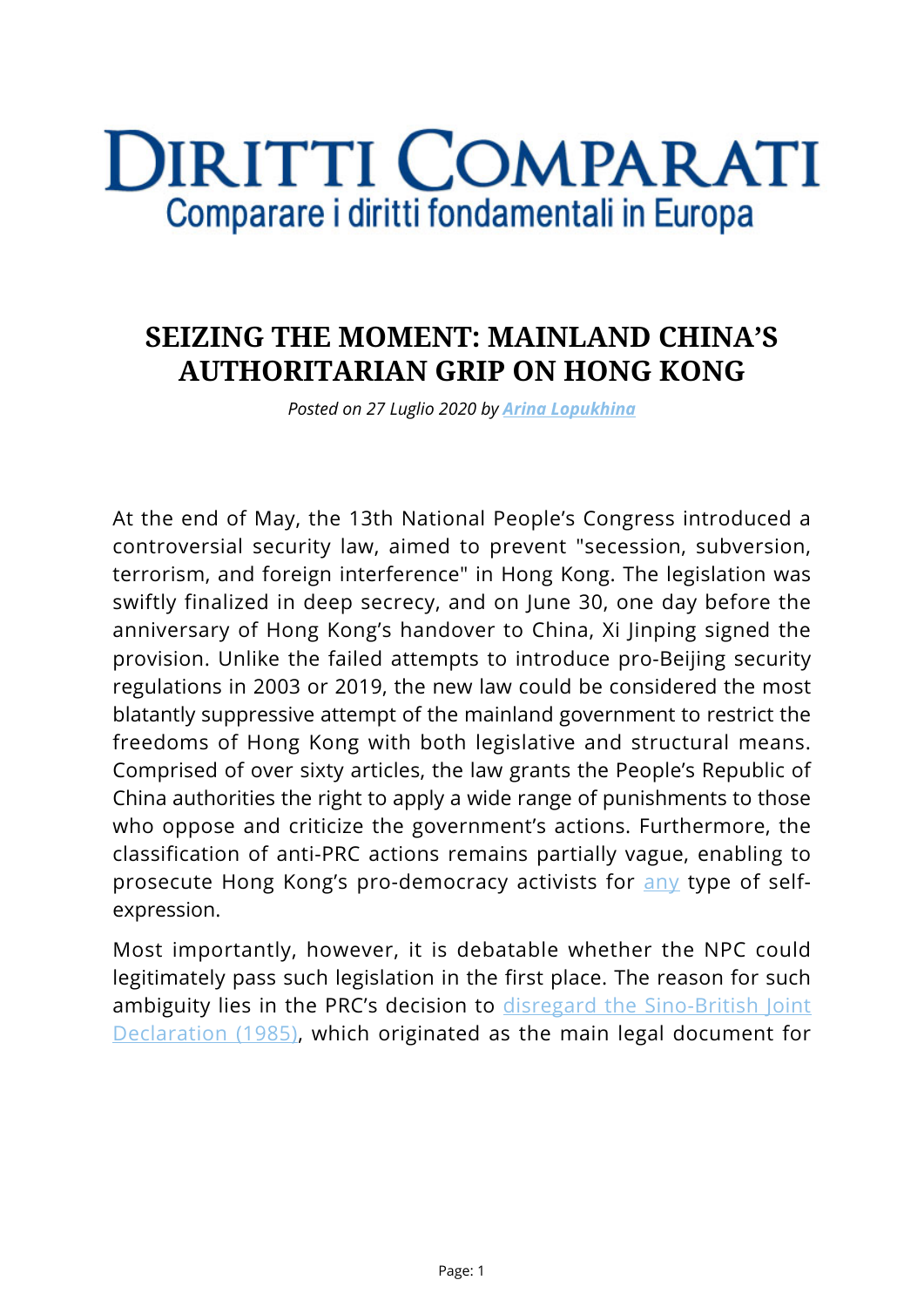# DIRITTI COMPARATI

Comparare i diritti fondamentali in Europa

## SEIZING THE MOMENT: MAINLAND CHINA'S AUTHORITARIAN GRIP ON HONG KONG

*Posted on 27 Luglio 2020 by* ***Arina Lopukhina***

At the end of May, the 13th National People's Congress introduced a controversial security law, aimed to prevent "secession, subversion, terrorism, and foreign interference" in Hong Kong. The legislation was swiftly finalized in deep secrecy, and on June 30, one day before the anniversary of Hong Kong's handover to China, Xi Jinping signed the provision. Unlike the failed attempts to introduce pro-Beijing security regulations in 2003 or 2019, the new law could be considered the most blatantly suppressive attempt of the mainland government to restrict the freedoms of Hong Kong with both legislative and structural means. Comprised of over sixty articles, the law grants the People's Republic of China authorities the right to apply a wide range of punishments to those who oppose and criticize the government's actions. Furthermore, the classification of anti-PRC actions remains partially vague, enabling to prosecute Hong Kong's pro-democracy activists for any type of self-expression.

Most importantly, however, it is debatable whether the NPC could legitimately pass such legislation in the first place. The reason for such ambiguity lies in the PRC's decision to disregard the Sino-British Joint Declaration (1985), which originated as the main legal document for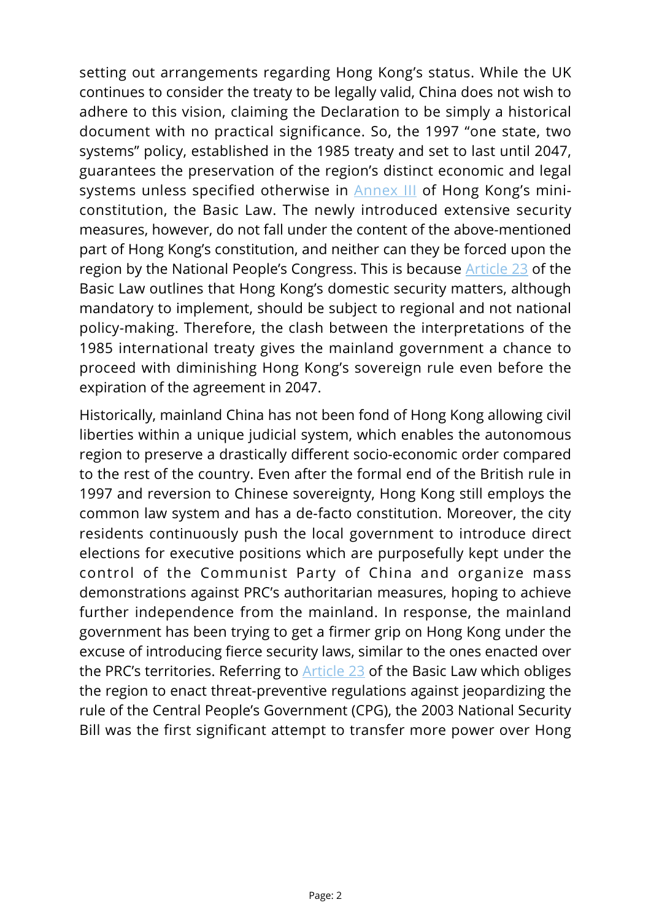setting out arrangements regarding Hong Kong's status. While the UK continues to consider the treaty to be legally valid, China does not wish to adhere to this vision, claiming the Declaration to be simply a historical document with no practical significance. So, the 1997 "one state, two systems" policy, established in the 1985 treaty and set to last until 2047, guarantees the preservation of the region's distinct economic and legal systems unless specified otherwise in Annex III of Hong Kong's mini-constitution, the Basic Law. The newly introduced extensive security measures, however, do not fall under the content of the above-mentioned part of Hong Kong's constitution, and neither can they be forced upon the region by the National People's Congress. This is because Article 23 of the Basic Law outlines that Hong Kong's domestic security matters, although mandatory to implement, should be subject to regional and not national policy-making. Therefore, the clash between the interpretations of the 1985 international treaty gives the mainland government a chance to proceed with diminishing Hong Kong's sovereign rule even before the expiration of the agreement in 2047.

Historically, mainland China has not been fond of Hong Kong allowing civil liberties within a unique judicial system, which enables the autonomous region to preserve a drastically different socio-economic order compared to the rest of the country. Even after the formal end of the British rule in 1997 and reversion to Chinese sovereignty, Hong Kong still employs the common law system and has a de-facto constitution. Moreover, the city residents continuously push the local government to introduce direct elections for executive positions which are purposefully kept under the control of the Communist Party of China and organize mass demonstrations against PRC's authoritarian measures, hoping to achieve further independence from the mainland. In response, the mainland government has been trying to get a firmer grip on Hong Kong under the excuse of introducing fierce security laws, similar to the ones enacted over the PRC's territories. Referring to Article 23 of the Basic Law which obliges the region to enact threat-preventive regulations against jeopardizing the rule of the Central People's Government (CPG), the 2003 National Security Bill was the first significant attempt to transfer more power over Hong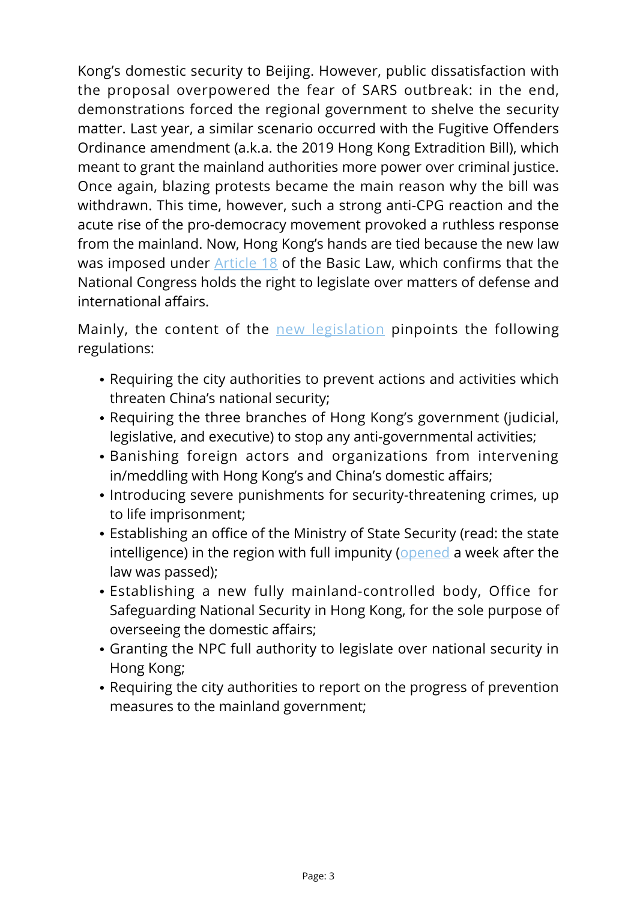Kong's domestic security to Beijing. However, public dissatisfaction with the proposal overpowered the fear of SARS outbreak: in the end, demonstrations forced the regional government to shelve the security matter. Last year, a similar scenario occurred with the Fugitive Offenders Ordinance amendment (a.k.a. the 2019 Hong Kong Extradition Bill), which meant to grant the mainland authorities more power over criminal justice. Once again, blazing protests became the main reason why the bill was withdrawn. This time, however, such a strong anti-CPG reaction and the acute rise of the pro-democracy movement provoked a ruthless response from the mainland. Now, Hong Kong's hands are tied because the new law was imposed under Article 18 of the Basic Law, which confirms that the National Congress holds the right to legislate over matters of defense and international affairs.

Mainly, the content of the new legislation pinpoints the following regulations:

- Requiring the city authorities to prevent actions and activities which threaten China's national security;
- Requiring the three branches of Hong Kong's government (judicial, legislative, and executive) to stop any anti-governmental activities;
- Banishing foreign actors and organizations from intervening in/meddling with Hong Kong's and China's domestic affairs;
- Introducing severe punishments for security-threatening crimes, up to life imprisonment;
- Establishing an office of the Ministry of State Security (read: the state intelligence) in the region with full impunity (opened a week after the law was passed);
- Establishing a new fully mainland-controlled body, Office for Safeguarding National Security in Hong Kong, for the sole purpose of overseeing the domestic affairs;
- Granting the NPC full authority to legislate over national security in Hong Kong;
- Requiring the city authorities to report on the progress of prevention measures to the mainland government;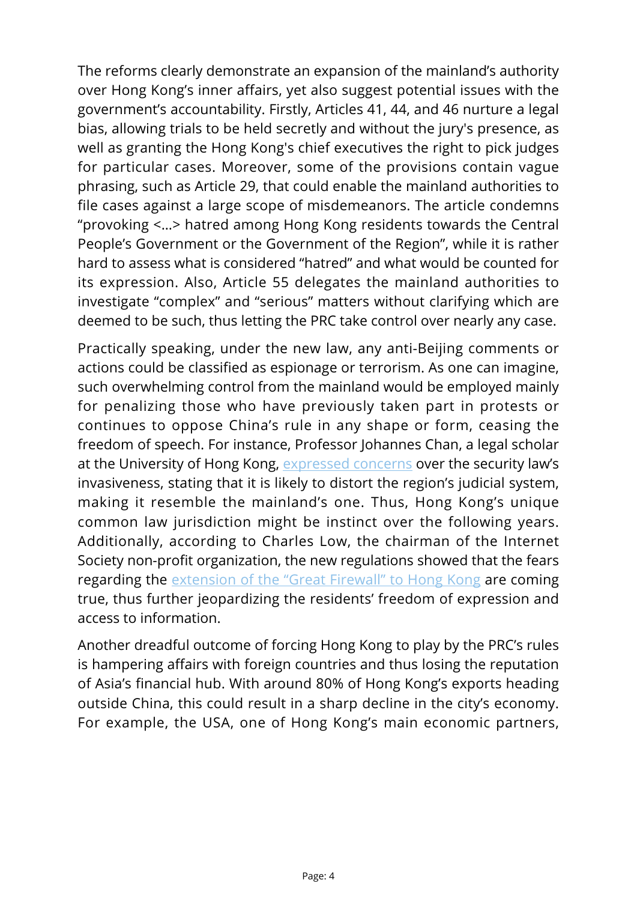The reforms clearly demonstrate an expansion of the mainland's authority over Hong Kong's inner affairs, yet also suggest potential issues with the government's accountability. Firstly, Articles 41, 44, and 46 nurture a legal bias, allowing trials to be held secretly and without the jury's presence, as well as granting the Hong Kong's chief executives the right to pick judges for particular cases. Moreover, some of the provisions contain vague phrasing, such as Article 29, that could enable the mainland authorities to file cases against a large scope of misdemeanors. The article condemns "provoking <...> hatred among Hong Kong residents towards the Central People's Government or the Government of the Region", while it is rather hard to assess what is considered "hatred" and what would be counted for its expression. Also, Article 55 delegates the mainland authorities to investigate "complex" and "serious" matters without clarifying which are deemed to be such, thus letting the PRC take control over nearly any case.

Practically speaking, under the new law, any anti-Beijing comments or actions could be classified as espionage or terrorism. As one can imagine, such overwhelming control from the mainland would be employed mainly for penalizing those who have previously taken part in protests or continues to oppose China's rule in any shape or form, ceasing the freedom of speech. For instance, Professor Johannes Chan, a legal scholar at the University of Hong Kong, expressed concerns over the security law's invasiveness, stating that it is likely to distort the region's judicial system, making it resemble the mainland's one. Thus, Hong Kong's unique common law jurisdiction might be instinct over the following years. Additionally, according to Charles Low, the chairman of the Internet Society non-profit organization, the new regulations showed that the fears regarding the extension of the "Great Firewall" to Hong Kong are coming true, thus further jeopardizing the residents' freedom of expression and access to information.

Another dreadful outcome of forcing Hong Kong to play by the PRC's rules is hampering affairs with foreign countries and thus losing the reputation of Asia's financial hub. With around 80% of Hong Kong's exports heading outside China, this could result in a sharp decline in the city's economy. For example, the USA, one of Hong Kong's main economic partners,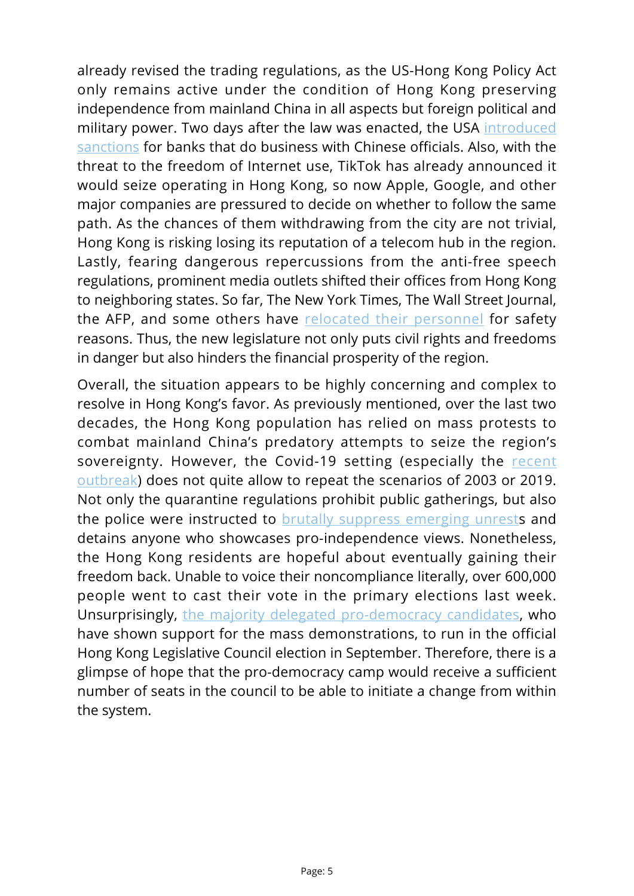already revised the trading regulations, as the US-Hong Kong Policy Act only remains active under the condition of Hong Kong preserving independence from mainland China in all aspects but foreign political and military power. Two days after the law was enacted, the USA introduced sanctions for banks that do business with Chinese officials. Also, with the threat to the freedom of Internet use, TikTok has already announced it would seize operating in Hong Kong, so now Apple, Google, and other major companies are pressured to decide on whether to follow the same path. As the chances of them withdrawing from the city are not trivial, Hong Kong is risking losing its reputation of a telecom hub in the region. Lastly, fearing dangerous repercussions from the anti-free speech regulations, prominent media outlets shifted their offices from Hong Kong to neighboring states. So far, The New York Times, The Wall Street Journal, the AFP, and some others have relocated their personnel for safety reasons. Thus, the new legislature not only puts civil rights and freedoms in danger but also hinders the financial prosperity of the region.

Overall, the situation appears to be highly concerning and complex to resolve in Hong Kong's favor. As previously mentioned, over the last two decades, the Hong Kong population has relied on mass protests to combat mainland China's predatory attempts to seize the region's sovereignty. However, the Covid-19 setting (especially the recent outbreak) does not quite allow to repeat the scenarios of 2003 or 2019. Not only the quarantine regulations prohibit public gatherings, but also the police were instructed to brutally suppress emerging unrests and detains anyone who showcases pro-independence views. Nonetheless, the Hong Kong residents are hopeful about eventually gaining their freedom back. Unable to voice their noncompliance literally, over 600,000 people went to cast their vote in the primary elections last week. Unsurprisingly, the majority delegated pro-democracy candidates, who have shown support for the mass demonstrations, to run in the official Hong Kong Legislative Council election in September. Therefore, there is a glimpse of hope that the pro-democracy camp would receive a sufficient number of seats in the council to be able to initiate a change from within the system.